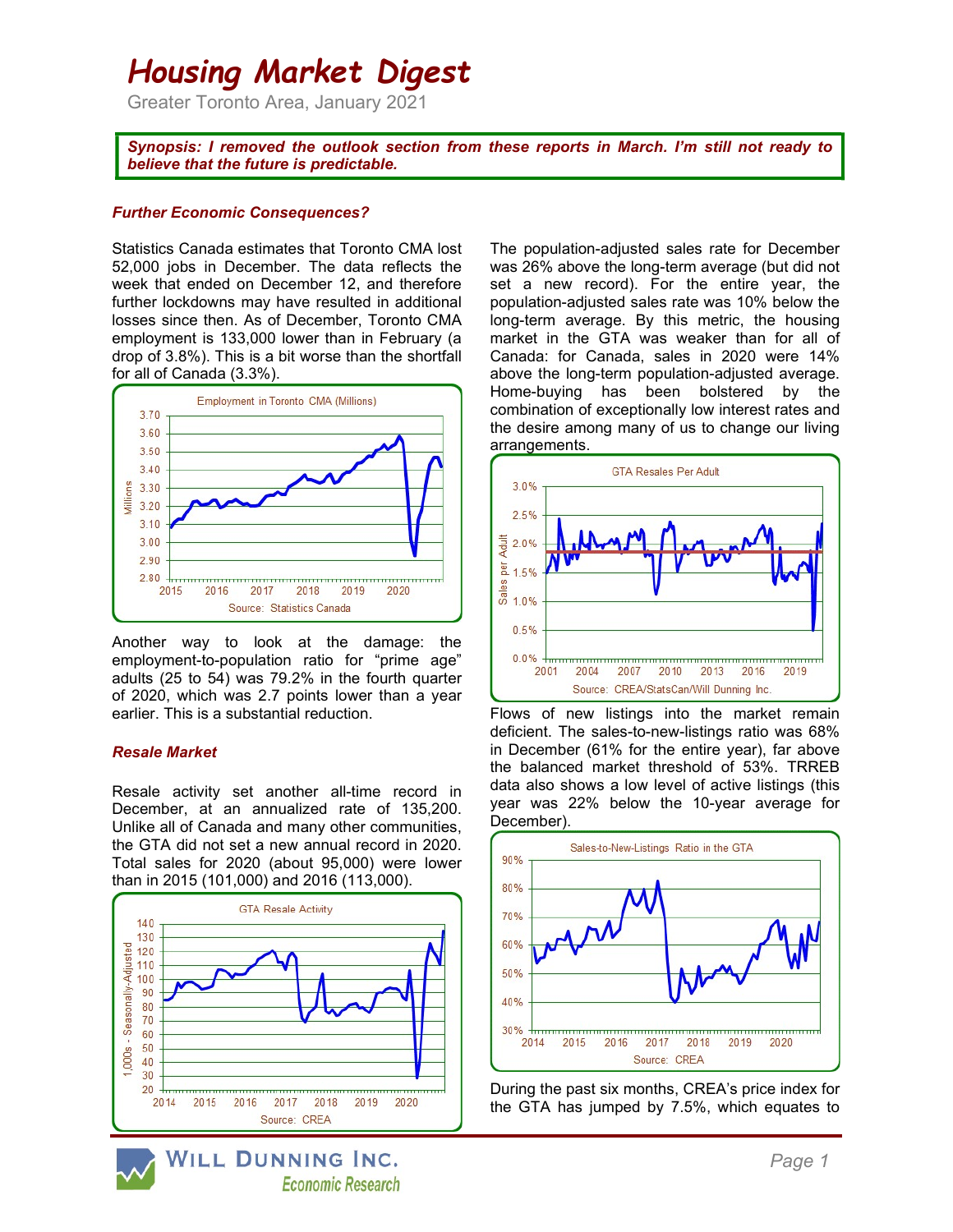# Housing Market Digest

Greater Toronto Area, January 2021

***Synopsis: I removed the outlook section from these reports in March. I'm still not ready to believe that the future is predictable.***

### *Further Economic Consequences?*

Statistics Canada estimates that Toronto CMA lost 52,000 jobs in December. The data reflects the week that ended on December 12, and therefore further lockdowns may have resulted in additional losses since then. As of December, Toronto CMA employment is 133,000 lower than in February (a drop of 3.8%). This is a bit worse than the shortfall for all of Canada (3.3%).

Another way to look at the damage: the employment-to-population ratio for "prime age" adults (25 to 54) was 79.2% in the fourth quarter of 2020, which was 2.7 points lower than a year earlier. This is a substantial reduction.

### *Resale Market*

Resale activity set another all-time record in December, at an annualized rate of 135,200. Unlike all of Canada and many other communities, the GTA did not set a new annual record in 2020. Total sales for 2020 (about 95,000) were lower than in 2015 (101,000) and 2016 (113,000).

The population-adjusted sales rate for December was 26% above the long-term average (but did not set a new record). For the entire year, the population-adjusted sales rate was 10% below the long-term average. By this metric, the housing market in the GTA was weaker than for all of Canada: for Canada, sales in 2020 were 14% above the long-term population-adjusted average. Home-buying has been bolstered by the combination of exceptionally low interest rates and the desire among many of us to change our living arrangements.

Flows of new listings into the market remain deficient. The sales-to-new-listings ratio was 68% in December (61% for the entire year), far above the balanced market threshold of 53%. TRREB data also shows a low level of active listings (this year was 22% below the 10-year average for December).

During the past six months, CREA's price index for the GTA has jumped by 7.5%, which equates to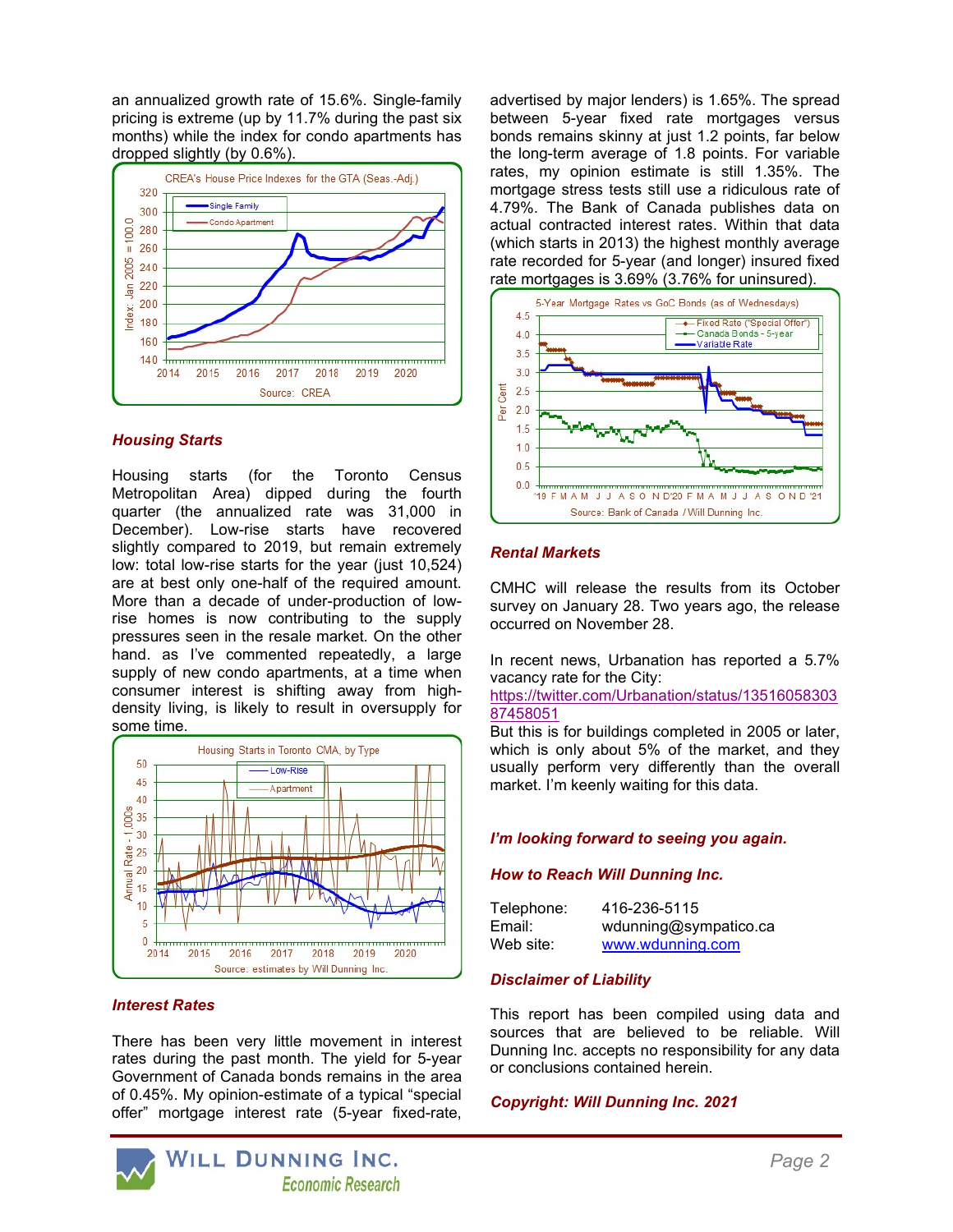an annualized growth rate of 15.6%. Single-family pricing is extreme (up by 11.7% during the past six months) while the index for condo apartments has dropped slightly (by 0.6%).

CREA's House Price Indexes for the GTA (Seas.-Adj.)

320
300
280
260
240
220
200
180
160
140

Index: Jan 2005 = 100.0

Single Family
Condo Apartment

2014 2015 2016 2017 2018 2019 2020

Source: CREA

### Housing Starts

Housing starts (for the Toronto Census Metropolitan Area) dipped during the fourth quarter (the annualized rate was 31,000 in December). Low-rise starts have recovered slightly compared to 2019, but remain extremely low: total low-rise starts for the year (just 10,524) are at best only one-half of the required amount. More than a decade of under-production of low-rise homes is now contributing to the supply pressures seen in the resale market. On the other hand. as I've commented repeatedly, a large supply of new condo apartments, at a time when consumer interest is shifting away from high-density living, is likely to result in oversupply for some time.

Housing Starts in Toronto CMA, by Type

50
45
40
35
30
25
20
15
10
5
0

Annual Rate - 1,000s

Low-Rise
Apartment

2014 2015 2016 2017 2018 2019 2020

Source: estimates by Will Dunning Inc.

### Interest Rates

There has been very little movement in interest rates during the past month. The yield for 5-year Government of Canada bonds remains in the area of 0.45%. My opinion-estimate of a typical "special offer" mortgage interest rate (5-year fixed-rate, advertised by major lenders) is 1.65%. The spread between 5-year fixed rate mortgages versus bonds remains skinny at just 1.2 points, far below the long-term average of 1.8 points. For variable rates, my opinion estimate is still 1.35%. The mortgage stress tests still use a ridiculous rate of 4.79%. The Bank of Canada publishes data on actual contracted interest rates. Within that data (which starts in 2013) the highest monthly average rate recorded for 5-year (and longer) insured fixed rate mortgages is 3.69% (3.76% for uninsured).

5-Year Mortgage Rates vs GoC Bonds (as of Wednesdays)

4.5
4.0
3.5
3.0
2.5
2.0
1.5
1.0
0.5
0.0

Per Cent

Fixed Rate ("Special Offer")
Canada Bonds - 5-year
Variable Rate

'19 F M A M J J A S O N D '20 F M A M J J A S O N D '21

Source: Bank of Canada / Will Dunning Inc.

### Rental Markets

CMHC will release the results from its October survey on January 28. Two years ago, the release occurred on November 28.

In recent news, Urbanation has reported a 5.7% vacancy rate for the City:
https://twitter.com/Urbanation/status/1351605830387458051

But this is for buildings completed in 2005 or later, which is only about 5% of the market, and they usually perform very differently than the overall market. I'm keenly waiting for this data.

***I'm looking forward to seeing you again.***

### How to Reach Will Dunning Inc.

| | |
|---|---|
| Telephone: | 416-236-5115 |
| Email: | wdunning@sympatico.ca |
| Web site: | www.wdunning.com |

### Disclaimer of Liability

This report has been compiled using data and sources that are believed to be reliable. Will Dunning Inc. accepts no responsibility for any data or conclusions contained herein.

***Copyright: Will Dunning Inc. 2021***